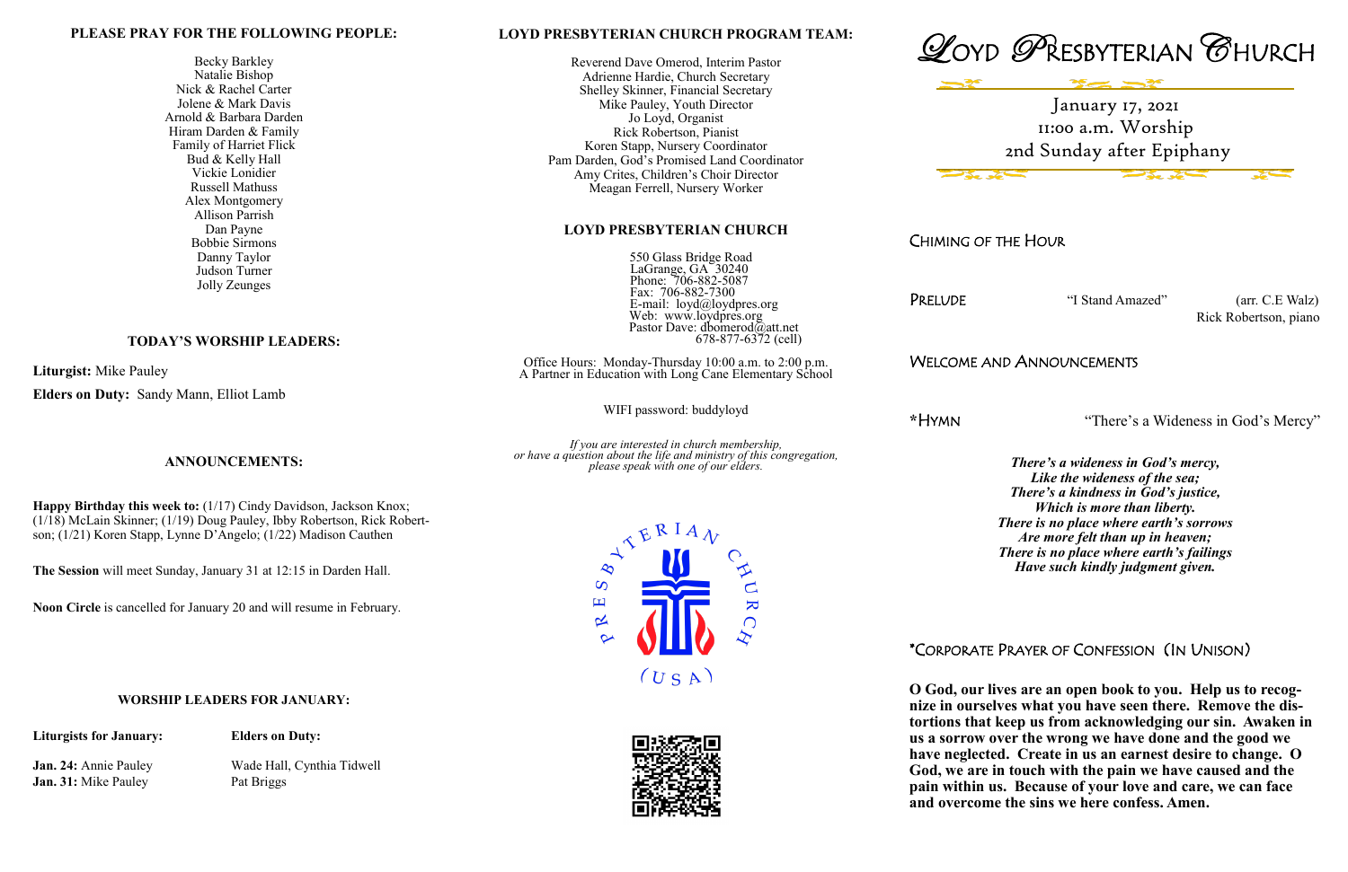## PLEASE PRAY FOR THE FOLLOWING PEOPLE:

Becky Barkley
Natalie Bishop
Nick & Rachel Carter
Jolene & Mark Davis
Arnold & Barbara Darden
Hiram Darden & Family
Family of Harriet Flick
Bud & Kelly Hall
Vickie Lonidier
Russell Mathuss
Alex Montgomery
Allison Parrish
Dan Payne
Bobbie Sirmons
Danny Taylor
Judson Turner
Jolly Zeunges

## TODAY'S WORSHIP LEADERS:

**Liturgist:** Mike Pauley

**Elders on Duty:** Sandy Mann, Elliot Lamb

## ANNOUNCEMENTS:

**Happy Birthday this week to:** (1/17) Cindy Davidson, Jackson Knox; (1/18) McLain Skinner; (1/19) Doug Pauley, Ibby Robertson, Rick Robertson; (1/21) Koren Stapp, Lynne D'Angelo; (1/22) Madison Cauthen

**The Session** will meet Sunday, January 31 at 12:15 in Darden Hall.

**Noon Circle** is cancelled for January 20 and will resume in February.

## WORSHIP LEADERS FOR JANUARY:

| Liturgists for January: | Elders on Duty: |
|---|---|
| **Jan. 24:** Annie Pauley | Wade Hall, Cynthia Tidwell |
| **Jan. 31:** Mike Pauley | Pat Briggs |

## LOYD PRESBYTERIAN CHURCH PROGRAM TEAM:

Reverend Dave Omerod, Interim Pastor
Adrienne Hardie, Church Secretary
Shelley Skinner, Financial Secretary
Mike Pauley, Youth Director
Jo Loyd, Organist
Rick Robertson, Pianist
Koren Stapp, Nursery Coordinator
Pam Darden, God's Promised Land Coordinator
Amy Crites, Children's Choir Director
Meagan Ferrell, Nursery Worker

## LOYD PRESBYTERIAN CHURCH

550 Glass Bridge Road
LaGrange, GA 30240
Phone: 706-882-5087
Fax: 706-882-7300
E-mail: loyd@loydpres.org
Web: www.loydpres.org
Pastor Dave: dbomerod@att.net
678-877-6372 (cell)

Office Hours: Monday-Thursday 10:00 a.m. to 2:00 p.m.
A Partner in Education with Long Cane Elementary School

WIFI password: buddyloyd

*If you are interested in church membership, or have a question about the life and ministry of this congregation, please speak with one of our elders.*

# LOYD PRESBYTERIAN CHURCH

January 17, 2021
11:00 a.m. Worship
2nd Sunday after Epiphany

### CHIMING OF THE HOUR

### PRELUDE
"I Stand Amazed" (arr. C.E Walz)
Rick Robertson, piano

### WELCOME AND ANNOUNCEMENTS

### *HYMN
"There's a Wideness in God's Mercy"

***There's a wideness in God's mercy,***
***Like the wideness of the sea;***
***There's a kindness in God's justice,***
***Which is more than liberty.***
***There is no place where earth's sorrows***
***Are more felt than up in heaven;***
***There is no place where earth's failings***
***Have such kindly judgment given.***

### *CORPORATE PRAYER OF CONFESSION (IN UNISON)

**O God, our lives are an open book to you. Help us to recognize in ourselves what you have seen there. Remove the distortions that keep us from acknowledging our sin. Awaken in us a sorrow over the wrong we have done and the good we have neglected. Create in us an earnest desire to change. O God, we are in touch with the pain we have caused and the pain within us. Because of your love and care, we can face and overcome the sins we here confess. Amen.**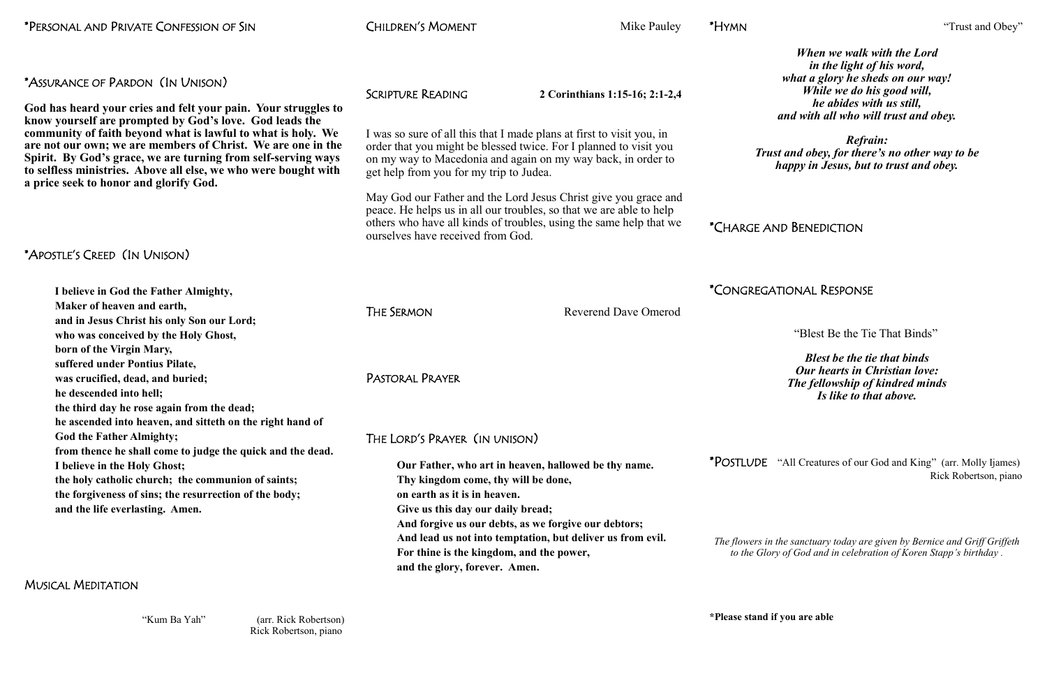## *Personal and Private Confession of Sin

## *Assurance of Pardon (In Unison)

**God has heard your cries and felt your pain. Your struggles to know yourself are prompted by God's love. God leads the community of faith beyond what is lawful to what is holy. We are not our own; we are members of Christ. We are one in the Spirit. By God's grace, we are turning from self-serving ways to selfless ministries. Above all else, we who were bought with a price seek to honor and glorify God.**

## *Apostle's Creed (In Unison)

**I believe in God the Father Almighty,**
**Maker of heaven and earth,**
**and in Jesus Christ his only Son our Lord;**
**who was conceived by the Holy Ghost,**
**born of the Virgin Mary,**
**suffered under Pontius Pilate,**
**was crucified, dead, and buried;**
**he descended into hell;**
**the third day he rose again from the dead;**
**he ascended into heaven, and sitteth on the right hand of God the Father Almighty;**
**from thence he shall come to judge the quick and the dead.**
**I believe in the Holy Ghost;**
**the holy catholic church; the communion of saints;**
**the forgiveness of sins; the resurrection of the body;**
**and the life everlasting. Amen.**

## Musical Meditation

"Kum Ba Yah" (arr. Rick Robertson)
Rick Robertson, piano

## Children's Moment

Mike Pauley

## Scripture Reading

**2 Corinthians 1:15-16; 2:1-2,4**

I was so sure of all this that I made plans at first to visit you, in order that you might be blessed twice. For I planned to visit you on my way to Macedonia and again on my way back, in order to get help from you for my trip to Judea.

May God our Father and the Lord Jesus Christ give you grace and peace. He helps us in all our troubles, so that we are able to help others who have all kinds of troubles, using the same help that we ourselves have received from God.

## The Sermon

Reverend Dave Omerod

## Pastoral Prayer

## The Lord's Prayer (In Unison)

**Our Father, who art in heaven, hallowed be thy name.**
**Thy kingdom come, thy will be done,**
**on earth as it is in heaven.**
**Give us this day our daily bread;**
**And forgive us our debts, as we forgive our debtors;**
**And lead us not into temptation, but deliver us from evil.**
**For thine is the kingdom, and the power,**
**and the glory, forever. Amen.**

## *Hymn

"Trust and Obey"

***When we walk with the Lord***
***in the light of his word,***
***what a glory he sheds on our way!***
***While we do his good will,***
***he abides with us still,***
***and with all who will trust and obey.***

***Refrain:***
***Trust and obey, for there's no other way to be happy in Jesus, but to trust and obey.***

## *Charge and Benediction

## *Congregational Response

"Blest Be the Tie That Binds"

***Blest be the tie that binds***
***Our hearts in Christian love:***
***The fellowship of kindred minds***
***Is like to that above.***

## *Postlude

"All Creatures of our God and King" (arr. Molly Ijames)
Rick Robertson, piano

*The flowers in the sanctuary today are given by Bernice and Griff Griffeth to the Glory of God and in celebration of Koren Stapp's birthday .*

**\*Please stand if you are able**